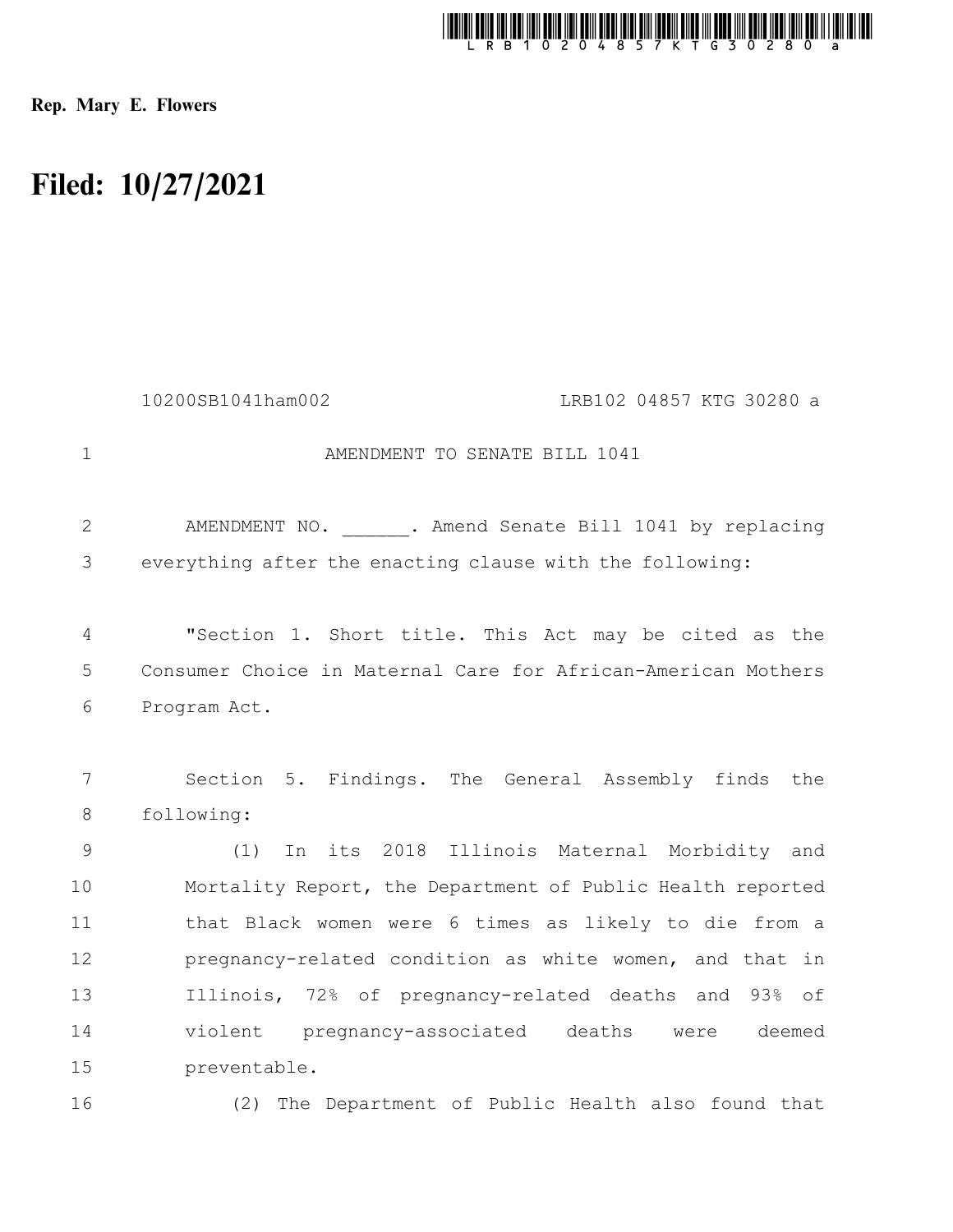Rep. Mary E. Flowers

# Filed: 10/27/2021

10200SB1041ham002 LRB102 04857 KTG 30280 a

AMENDMENT TO SENATE BILL 1041

AMENDMENT NO. ______. Amend Senate Bill 1041 by replacing everything after the enacting clause with the following:

"Section 1. Short title. This Act may be cited as the Consumer Choice in Maternal Care for African-American Mothers Program Act.

Section 5. Findings. The General Assembly finds the following:

(1) In its 2018 Illinois Maternal Morbidity and Mortality Report, the Department of Public Health reported that Black women were 6 times as likely to die from a pregnancy-related condition as white women, and that in Illinois, 72% of pregnancy-related deaths and 93% of violent pregnancy-associated deaths were deemed preventable.

(2) The Department of Public Health also found that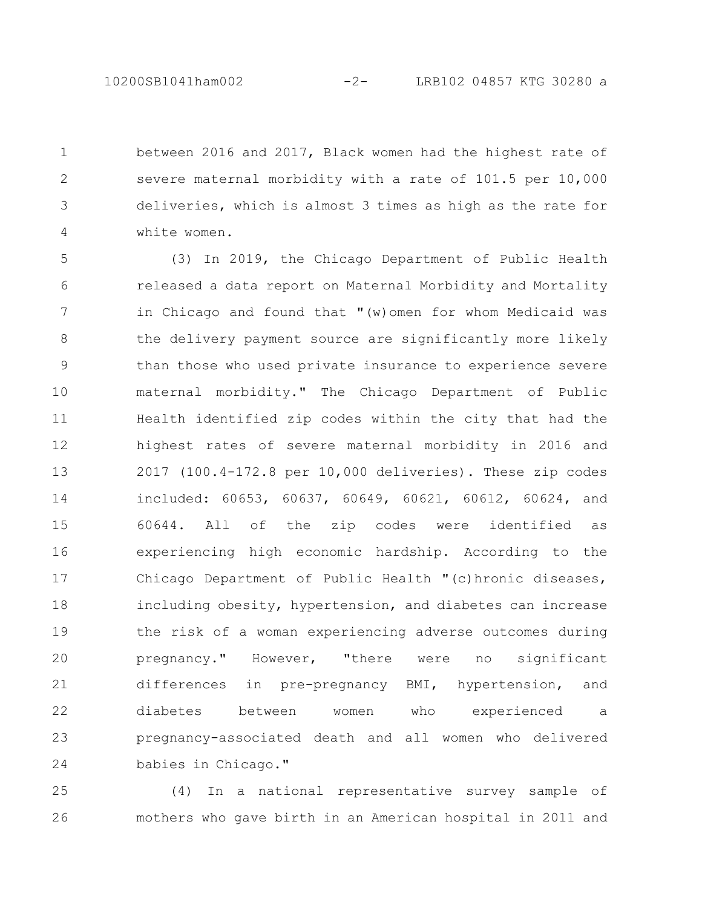between 2016 and 2017, Black women had the highest rate of severe maternal morbidity with a rate of 101.5 per 10,000 deliveries, which is almost 3 times as high as the rate for white women.

(3) In 2019, the Chicago Department of Public Health released a data report on Maternal Morbidity and Mortality in Chicago and found that "(w)omen for whom Medicaid was the delivery payment source are significantly more likely than those who used private insurance to experience severe maternal morbidity." The Chicago Department of Public Health identified zip codes within the city that had the highest rates of severe maternal morbidity in 2016 and 2017 (100.4-172.8 per 10,000 deliveries). These zip codes included: 60653, 60637, 60649, 60621, 60612, 60624, and 60644. All of the zip codes were identified as experiencing high economic hardship. According to the Chicago Department of Public Health "(c)hronic diseases, including obesity, hypertension, and diabetes can increase the risk of a woman experiencing adverse outcomes during pregnancy." However, "there were no significant differences in pre-pregnancy BMI, hypertension, and diabetes between women who experienced a pregnancy-associated death and all women who delivered babies in Chicago."

(4) In a national representative survey sample of mothers who gave birth in an American hospital in 2011 and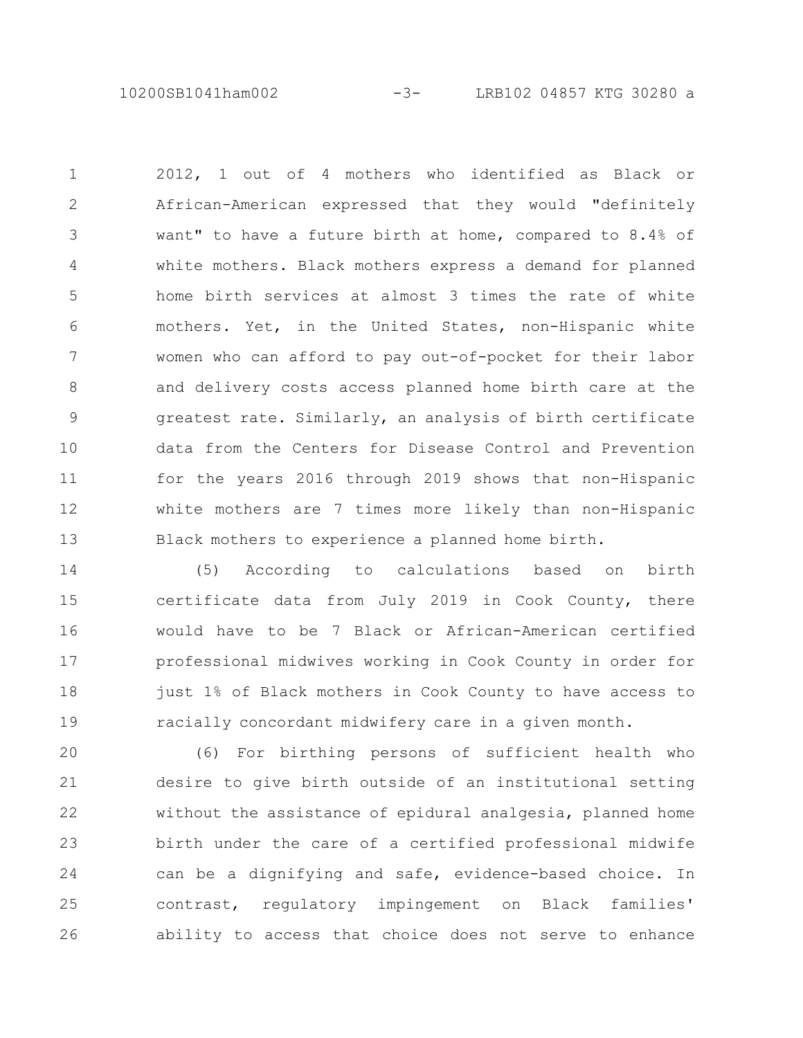2012, 1 out of 4 mothers who identified as Black or African-American expressed that they would "definitely want" to have a future birth at home, compared to 8.4% of white mothers. Black mothers express a demand for planned home birth services at almost 3 times the rate of white mothers. Yet, in the United States, non-Hispanic white women who can afford to pay out-of-pocket for their labor and delivery costs access planned home birth care at the greatest rate. Similarly, an analysis of birth certificate data from the Centers for Disease Control and Prevention for the years 2016 through 2019 shows that non-Hispanic white mothers are 7 times more likely than non-Hispanic Black mothers to experience a planned home birth.

(5) According to calculations based on birth certificate data from July 2019 in Cook County, there would have to be 7 Black or African-American certified professional midwives working in Cook County in order for just 1% of Black mothers in Cook County to have access to racially concordant midwifery care in a given month.

(6) For birthing persons of sufficient health who desire to give birth outside of an institutional setting without the assistance of epidural analgesia, planned home birth under the care of a certified professional midwife can be a dignifying and safe, evidence-based choice. In contrast, regulatory impingement on Black families' ability to access that choice does not serve to enhance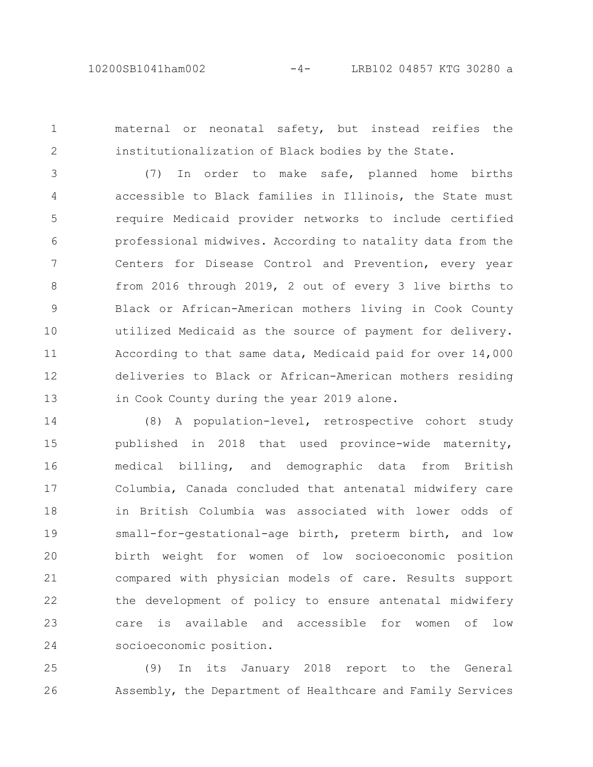maternal or neonatal safety, but instead reifies the institutionalization of Black bodies by the State.

(7) In order to make safe, planned home births accessible to Black families in Illinois, the State must require Medicaid provider networks to include certified professional midwives. According to natality data from the Centers for Disease Control and Prevention, every year from 2016 through 2019, 2 out of every 3 live births to Black or African-American mothers living in Cook County utilized Medicaid as the source of payment for delivery. According to that same data, Medicaid paid for over 14,000 deliveries to Black or African-American mothers residing in Cook County during the year 2019 alone.

(8) A population-level, retrospective cohort study published in 2018 that used province-wide maternity, medical billing, and demographic data from British Columbia, Canada concluded that antenatal midwifery care in British Columbia was associated with lower odds of small-for-gestational-age birth, preterm birth, and low birth weight for women of low socioeconomic position compared with physician models of care. Results support the development of policy to ensure antenatal midwifery care is available and accessible for women of low socioeconomic position.

(9) In its January 2018 report to the General Assembly, the Department of Healthcare and Family Services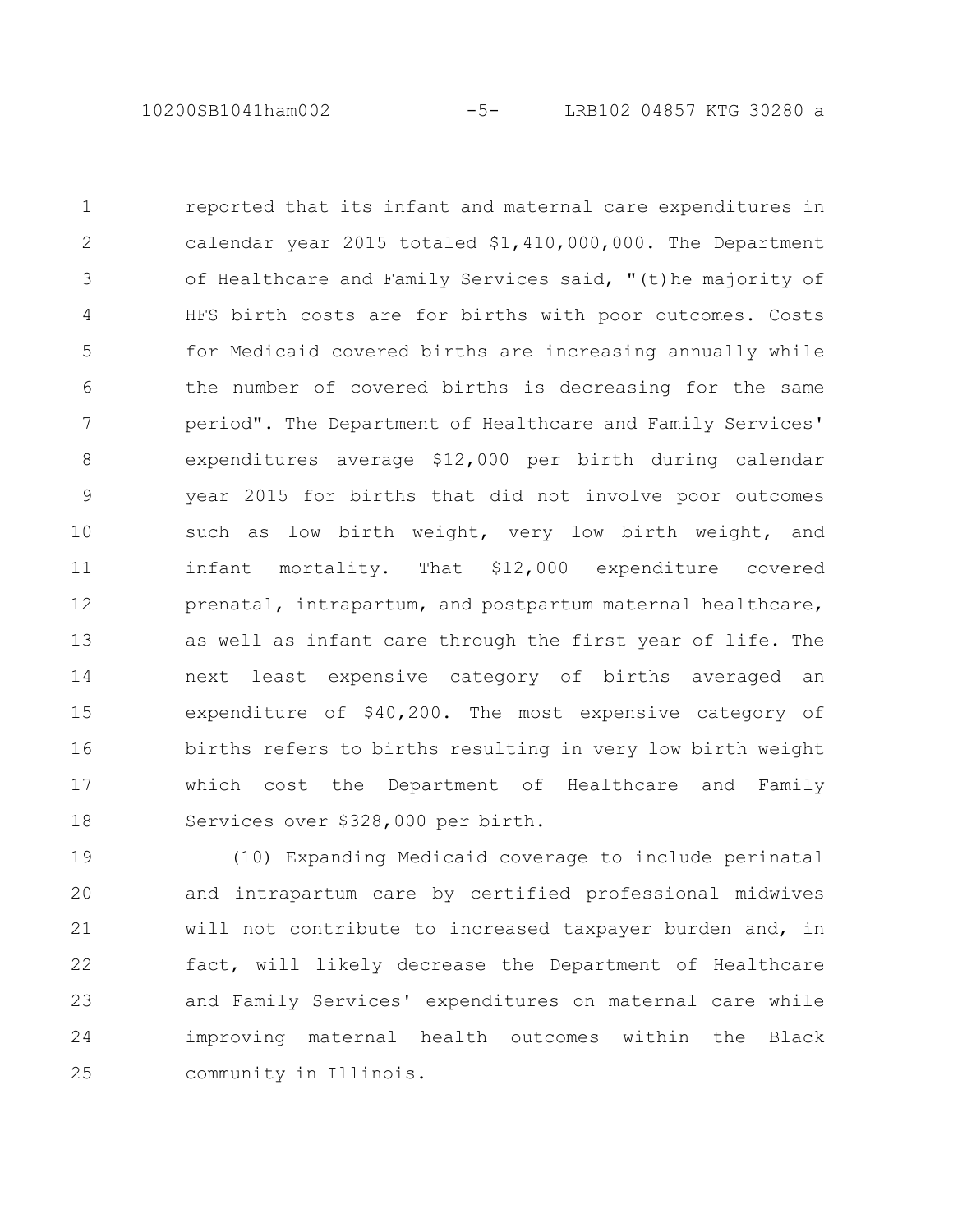reported that its infant and maternal care expenditures in calendar year 2015 totaled $1,410,000,000. The Department of Healthcare and Family Services said, "(t)he majority of HFS birth costs are for births with poor outcomes. Costs for Medicaid covered births are increasing annually while the number of covered births is decreasing for the same period". The Department of Healthcare and Family Services' expenditures average $12,000 per birth during calendar year 2015 for births that did not involve poor outcomes such as low birth weight, very low birth weight, and infant mortality. That $12,000 expenditure covered prenatal, intrapartum, and postpartum maternal healthcare, as well as infant care through the first year of life. The next least expensive category of births averaged an expenditure of $40,200. The most expensive category of births refers to births resulting in very low birth weight which cost the Department of Healthcare and Family Services over $328,000 per birth.

(10) Expanding Medicaid coverage to include perinatal and intrapartum care by certified professional midwives will not contribute to increased taxpayer burden and, in fact, will likely decrease the Department of Healthcare and Family Services' expenditures on maternal care while improving maternal health outcomes within the Black community in Illinois.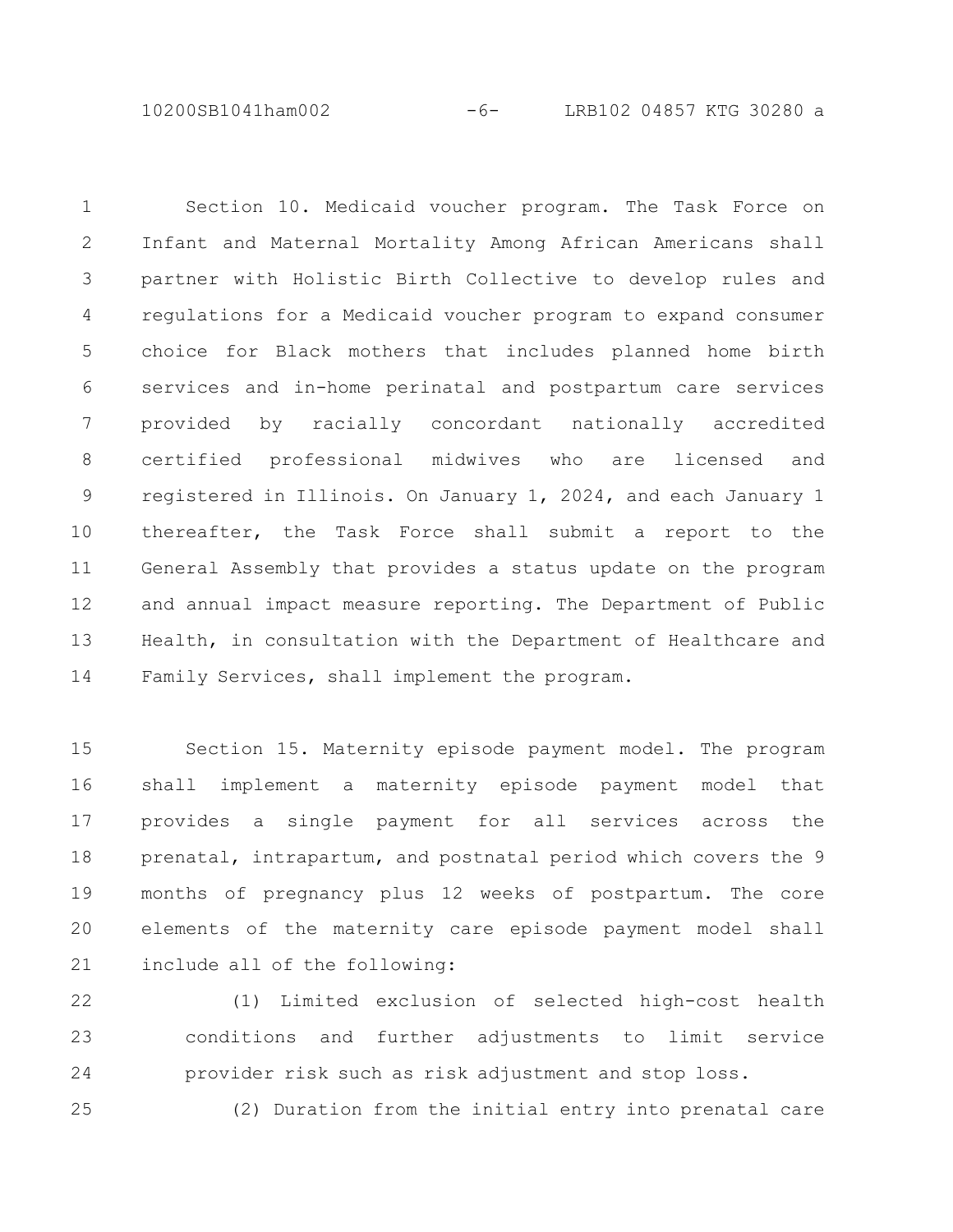Section 10. Medicaid voucher program. The Task Force on Infant and Maternal Mortality Among African Americans shall partner with Holistic Birth Collective to develop rules and regulations for a Medicaid voucher program to expand consumer choice for Black mothers that includes planned home birth services and in-home perinatal and postpartum care services provided by racially concordant nationally accredited certified professional midwives who are licensed and registered in Illinois. On January 1, 2024, and each January 1 thereafter, the Task Force shall submit a report to the General Assembly that provides a status update on the program and annual impact measure reporting. The Department of Public Health, in consultation with the Department of Healthcare and Family Services, shall implement the program.

Section 15. Maternity episode payment model. The program shall implement a maternity episode payment model that provides a single payment for all services across the prenatal, intrapartum, and postnatal period which covers the 9 months of pregnancy plus 12 weeks of postpartum. The core elements of the maternity care episode payment model shall include all of the following:

(1) Limited exclusion of selected high-cost health conditions and further adjustments to limit service provider risk such as risk adjustment and stop loss.

(2) Duration from the initial entry into prenatal care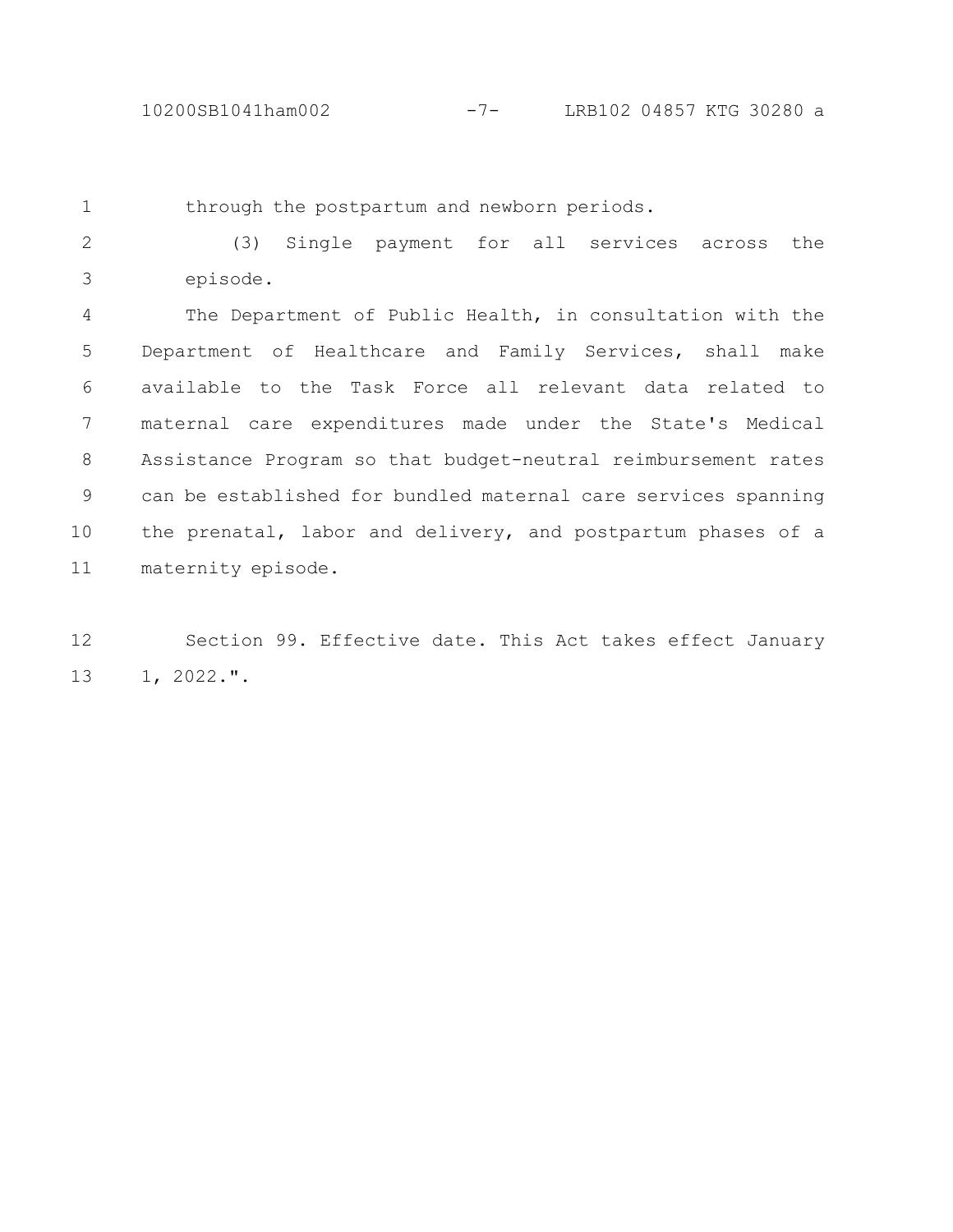through the postpartum and newborn periods.

(3) Single payment for all services across the episode.

The Department of Public Health, in consultation with the Department of Healthcare and Family Services, shall make available to the Task Force all relevant data related to maternal care expenditures made under the State's Medical Assistance Program so that budget-neutral reimbursement rates can be established for bundled maternal care services spanning the prenatal, labor and delivery, and postpartum phases of a maternity episode.

Section 99. Effective date. This Act takes effect January 1, 2022.".